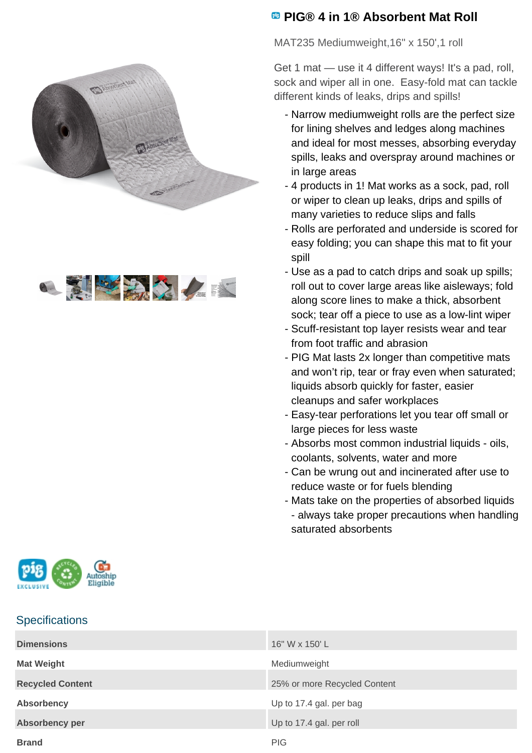# PIG® 4 in 1® Absorbent Mat Roll

MAT235 Mediumweight,16" x 150',1 roll

Get 1 mat — use it 4 different ways! It's a pad, roll, sock and wiper all in one. Easy-fold mat can tackle different kinds of leaks, drips and spills!

- Narrow mediumweight rolls are the perfect size for lining shelves and ledges along machines and ideal for most messes, absorbing everyday spills, leaks and overspray around machines or in large areas
- 4 products in 1! Mat works as a sock, pad, roll or wiper to clean up leaks, drips and spills of many varieties to reduce slips and falls
- Rolls are perforated and underside is scored for easy folding; you can shape this mat to fit your spill
- Use as a pad to catch drips and soak up spills; roll out to cover large areas like aisleways; fold along score lines to make a thick, absorbent sock; tear off a piece to use as a low-lint wiper
- Scuff-resistant top layer resists wear and tear from foot traffic and abrasion
- PIG Mat lasts 2x longer than competitive mats and won't rip, tear or fray even when saturated; liquids absorb quickly for faster, easier cleanups and safer workplaces
- Easy-tear perforations let you tear off small or large pieces for less waste
- Absorbs most common industrial liquids - oils, coolants, solvents, water and more
- Can be wrung out and incinerated after use to reduce waste or for fuels blending
- Mats take on the properties of absorbed liquids - always take proper precautions when handling saturated absorbents

## Specifications

| | |
|---|---|
| **Dimensions** | 16" W x 150' L |
| **Mat Weight** | Mediumweight |
| **Recycled Content** | 25% or more Recycled Content |
| **Absorbency** | Up to 17.4 gal. per bag |
| **Absorbency per** | Up to 17.4 gal. per roll |
| **Brand** | PIG |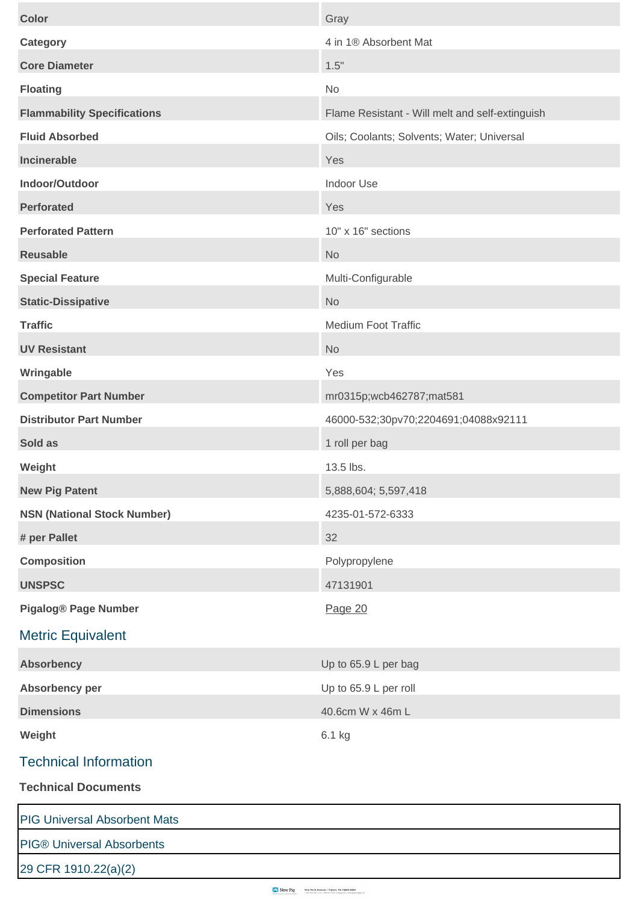| | |
|---|---|
| **Color** | Gray |
| **Category** | 4 in 1® Absorbent Mat |
| **Core Diameter** | 1.5" |
| **Floating** | No |
| **Flammability Specifications** | Flame Resistant - Will melt and self-extinguish |
| **Fluid Absorbed** | Oils; Coolants; Solvents; Water; Universal |
| **Incinerable** | Yes |
| **Indoor/Outdoor** | Indoor Use |
| **Perforated** | Yes |
| **Perforated Pattern** | 10" x 16" sections |
| **Reusable** | No |
| **Special Feature** | Multi-Configurable |
| **Static-Dissipative** | No |
| **Traffic** | Medium Foot Traffic |
| **UV Resistant** | No |
| **Wringable** | Yes |
| **Competitor Part Number** | mr0315p;wcb462787;mat581 |
| **Distributor Part Number** | 46000-532;30pv70;2204691;04088x92111 |
| **Sold as** | 1 roll per bag |
| **Weight** | 13.5 lbs. |
| **New Pig Patent** | 5,888,604; 5,597,418 |
| **NSN (National Stock Number)** | 4235-01-572-6333 |
| **# per Pallet** | 32 |
| **Composition** | Polypropylene |
| **UNSPSC** | 47131901 |
| **Pigalog® Page Number** | Page 20 |

## Metric Equivalent

| | |
|---|---|
| **Absorbency** | Up to 65.9 L per bag |
| **Absorbency per** | Up to 65.9 L per roll |
| **Dimensions** | 40.6cm W x 46m L |
| **Weight** | 6.1 kg |

## Technical Information

**Technical Documents**

| |
|---|
| PIG Universal Absorbent Mats |
| PIG® Universal Absorbents |
| 29 CFR 1910.22(a)(2) |